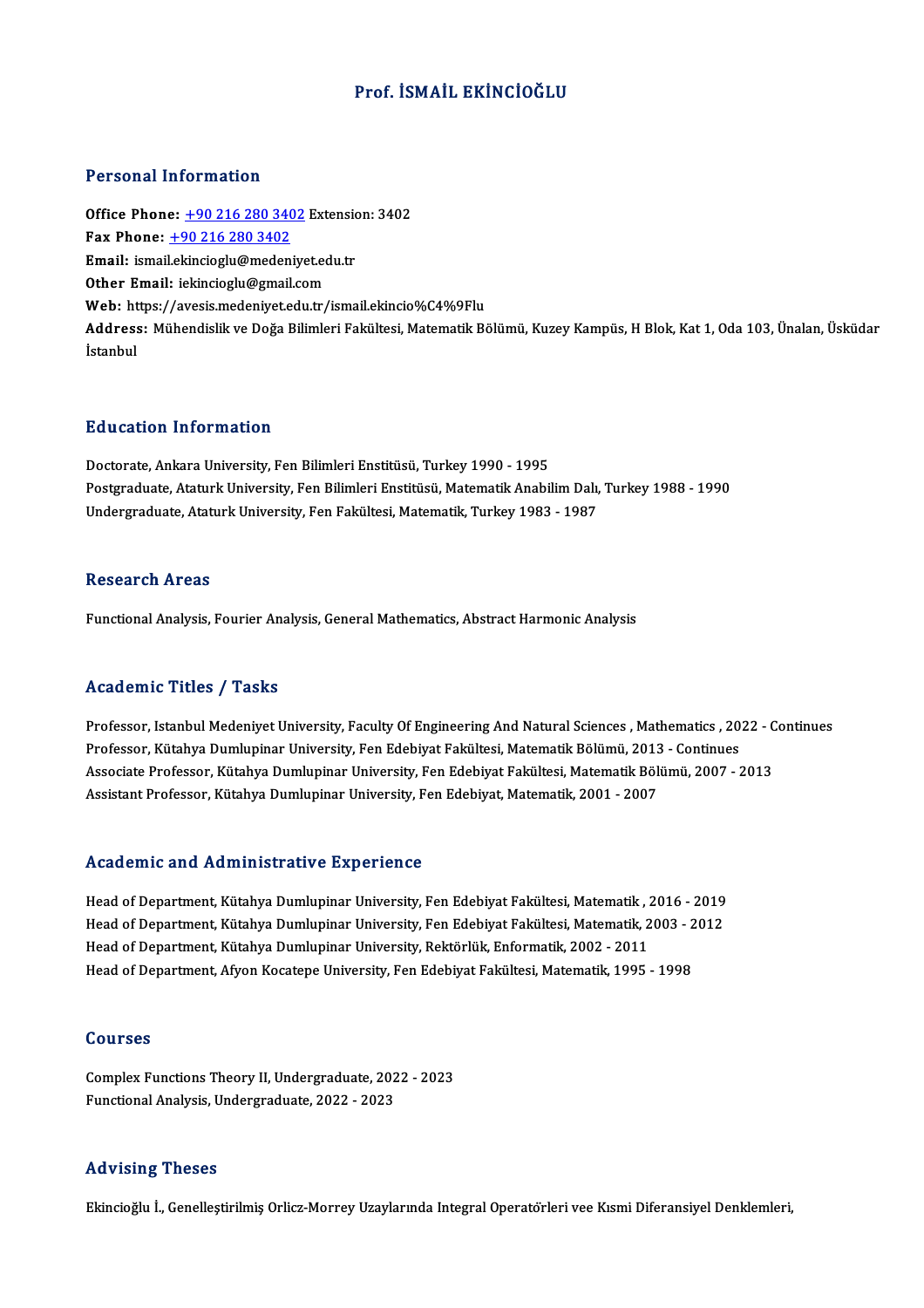# Prof. İSMAİL EKİNCİOĞLU

## Personal Information

**Office Phone:** +90 216 280 3402 Extension: 3402
**Fax Phone:** +90 216 280 3402
**Email:** ismail.ekincioglu@medeniyet.edu.tr
**Other Email:** iekincioglu@gmail.com
**Web:** https://avesis.medeniyet.edu.tr/ismail.ekincio%C4%9Flu
**Address:** Mühendislik ve Doğa Bilimleri Fakültesi, Matematik Bölümü, Kuzey Kampüs, H Blok, Kat 1, Oda 103, Ünalan, Üsküdar İstanbul

## Education Information

Doctorate, Ankara University, Fen Bilimleri Enstitüsü, Turkey 1990 - 1995
Postgraduate, Ataturk University, Fen Bilimleri Enstitüsü, Matematik Anabilim Dalı, Turkey 1988 - 1990
Undergraduate, Ataturk University, Fen Fakültesi, Matematik, Turkey 1983 - 1987

## Research Areas

Functional Analysis, Fourier Analysis, General Mathematics, Abstract Harmonic Analysis

## Academic Titles / Tasks

Professor, Istanbul Medeniyet University, Faculty Of Engineering And Natural Sciences , Mathematics , 2022 - Continues
Professor, Kütahya Dumlupinar University, Fen Edebiyat Fakültesi, Matematik Bölümü, 2013 - Continues
Associate Professor, Kütahya Dumlupinar University, Fen Edebiyat Fakültesi, Matematik Bölümü, 2007 - 2013
Assistant Professor, Kütahya Dumlupinar University, Fen Edebiyat, Matematik, 2001 - 2007

## Academic and Administrative Experience

Head of Department, Kütahya Dumlupinar University, Fen Edebiyat Fakültesi, Matematik , 2016 - 2019
Head of Department, Kütahya Dumlupinar University, Fen Edebiyat Fakültesi, Matematik, 2003 - 2012
Head of Department, Kütahya Dumlupinar University, Rektörlük, Enformatik, 2002 - 2011
Head of Department, Afyon Kocatepe University, Fen Edebiyat Fakültesi, Matematik, 1995 - 1998

## Courses

Complex Functions Theory II, Undergraduate, 2022 - 2023
Functional Analysis, Undergraduate, 2022 - 2023

## Advising Theses

Ekincioğlu İ., Genelleştirilmiş Orlicz-Morrey Uzaylarında Integral Operatörleri vee Kısmi Diferansiyel Denklemleri,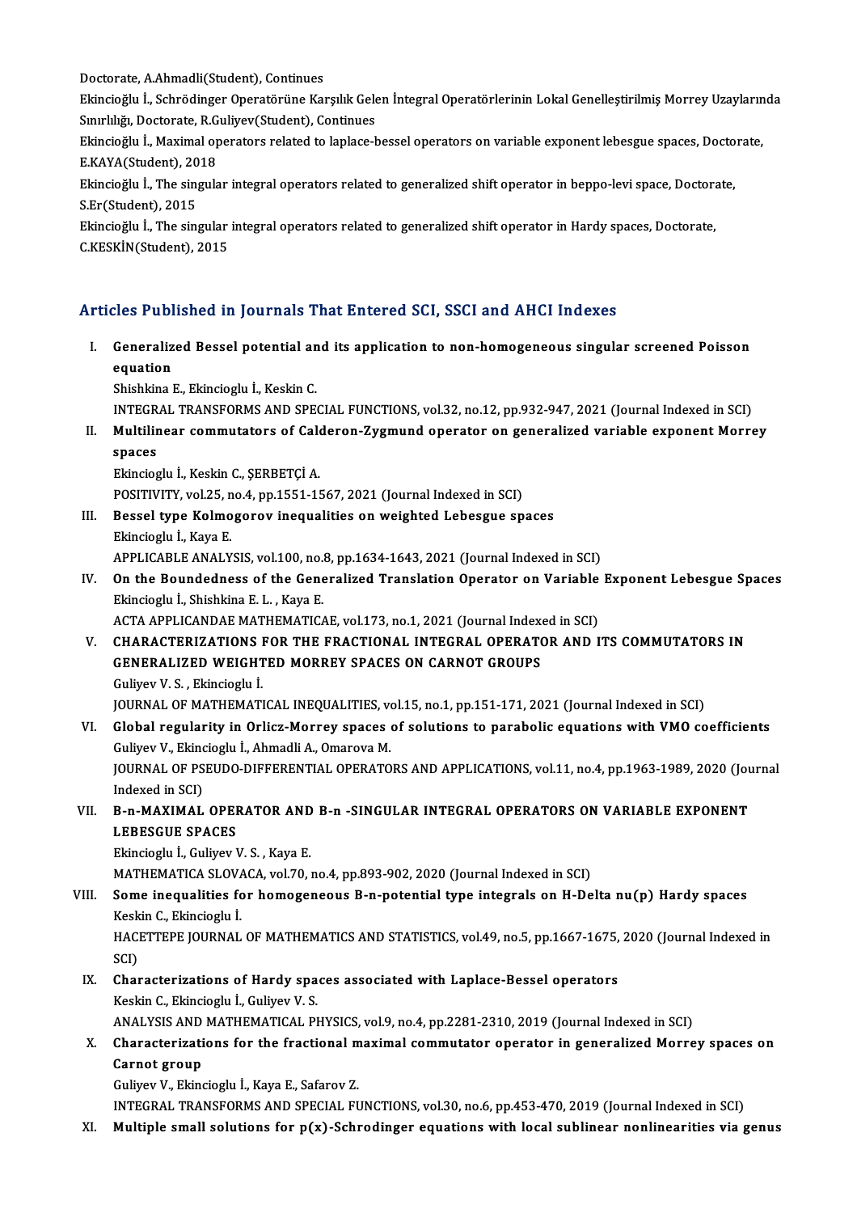Doctorate, A.Ahmadli(Student), Continues

Ekincioğlu İ., Schrödinger Operatörüne Karşılık Gelen İntegral Operatörlerinin Lokal Genelleştirilmiş Morrey Uzaylarında Sınırlılığı, Doctorate, R.Guliyev(Student), Continues

Ekincioğlu İ., Maximal operators related to laplace-bessel operators on variable exponent lebesgue spaces, Doctorate, E.KAYA(Student), 2018

Ekincioğlu İ., The singular integral operators related to generalized shift operator in beppo-levi space, Doctorate, S.Er(Student), 2015

Ekincioğlu İ., The singular integral operators related to generalized shift operator in Hardy spaces, Doctorate, C.KESKİN(Student), 2015

## Articles Published in Journals That Entered SCI, SSCI and AHCI Indexes

I. **Generalized Bessel potential and its application to non-homogeneous singular screened Poisson equation**
   Shishkina E., Ekincioglu İ., Keskin C.
   INTEGRAL TRANSFORMS AND SPECIAL FUNCTIONS, vol.32, no.12, pp.932-947, 2021 (Journal Indexed in SCI)

II. **Multilinear commutators of Calderon-Zygmund operator on generalized variable exponent Morrey spaces**
   Ekincioglu İ., Keskin C., ŞERBETÇİ A.
   POSITIVITY, vol.25, no.4, pp.1551-1567, 2021 (Journal Indexed in SCI)

III. **Bessel type Kolmogorov inequalities on weighted Lebesgue spaces**
   Ekincioglu İ., Kaya E.
   APPLICABLE ANALYSIS, vol.100, no.8, pp.1634-1643, 2021 (Journal Indexed in SCI)

IV. **On the Boundedness of the Generalized Translation Operator on Variable Exponent Lebesgue Spaces**
   Ekincioglu İ., Shishkina E. L. , Kaya E.
   ACTA APPLICANDAE MATHEMATICAE, vol.173, no.1, 2021 (Journal Indexed in SCI)

V. **CHARACTERIZATIONS FOR THE FRACTIONAL INTEGRAL OPERATOR AND ITS COMMUTATORS IN GENERALIZED WEIGHTED MORREY SPACES ON CARNOT GROUPS**
   Guliyev V. S. , Ekincioglu İ.
   JOURNAL OF MATHEMATICAL INEQUALITIES, vol.15, no.1, pp.151-171, 2021 (Journal Indexed in SCI)

VI. **Global regularity in Orlicz-Morrey spaces of solutions to parabolic equations with VMO coefficients**
   Guliyev V., Ekincioglu İ., Ahmadli A., Omarova M.
   JOURNAL OF PSEUDO-DIFFERENTIAL OPERATORS AND APPLICATIONS, vol.11, no.4, pp.1963-1989, 2020 (Journal Indexed in SCI)

VII. **B-n-MAXIMAL OPERATOR AND B-n -SINGULAR INTEGRAL OPERATORS ON VARIABLE EXPONENT LEBESGUE SPACES**
   Ekincioglu İ., Guliyev V. S. , Kaya E.
   MATHEMATICA SLOVACA, vol.70, no.4, pp.893-902, 2020 (Journal Indexed in SCI)

VIII. **Some inequalities for homogeneous B-n-potential type integrals on H-Delta nu(p) Hardy spaces**
   Keskin C., Ekincioglu İ.
   HACETTEPE JOURNAL OF MATHEMATICS AND STATISTICS, vol.49, no.5, pp.1667-1675, 2020 (Journal Indexed in SCI)

IX. **Characterizations of Hardy spaces associated with Laplace-Bessel operators**
   Keskin C., Ekincioglu İ., Guliyev V. S.
   ANALYSIS AND MATHEMATICAL PHYSICS, vol.9, no.4, pp.2281-2310, 2019 (Journal Indexed in SCI)

X. **Characterizations for the fractional maximal commutator operator in generalized Morrey spaces on Carnot group**
   Guliyev V., Ekincioglu İ., Kaya E., Safarov Z.
   INTEGRAL TRANSFORMS AND SPECIAL FUNCTIONS, vol.30, no.6, pp.453-470, 2019 (Journal Indexed in SCI)

XI. **Multiple small solutions for p(x)-Schrodinger equations with local sublinear nonlinearities via genus**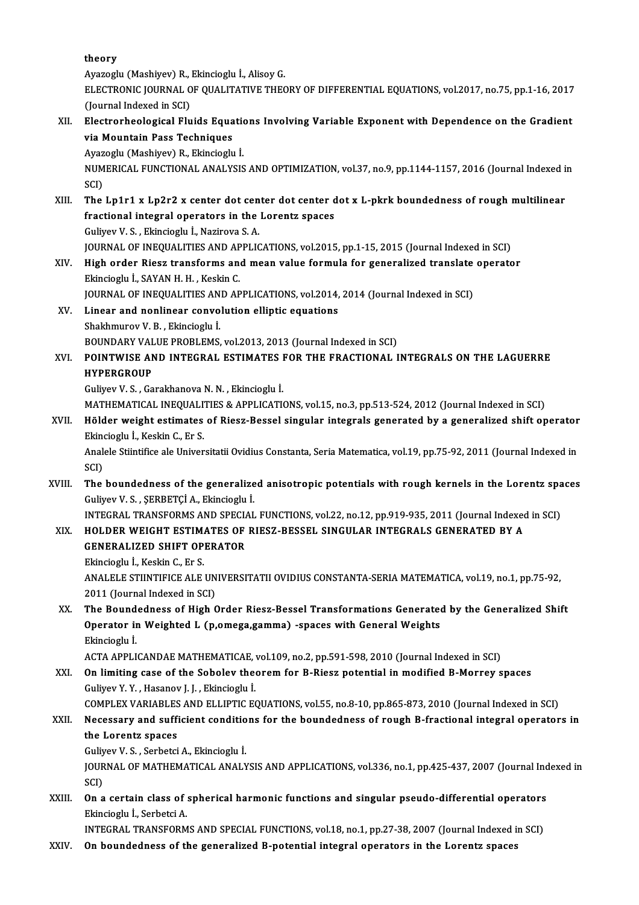theory

Ayazoglu (Mashiyev) R., Ekincioglu İ., Alisoy G.

ELECTRONIC JOURNAL OF QUALITATIVE THEORY OF DIFFERENTIAL EQUATIONS, vol.2017, no.75, pp.1-16, 2017 (Journal Indexed in SCI)

XII. **Electrorheological Fluids Equations Involving Variable Exponent with Dependence on the Gradient via Mountain Pass Techniques**

Ayazoglu (Mashiyev) R., Ekincioglu İ.

NUMERICAL FUNCTIONAL ANALYSIS AND OPTIMIZATION, vol.37, no.9, pp.1144-1157, 2016 (Journal Indexed in SCI)

XIII. **The Lp1r1 x Lp2r2 x center dot center dot center dot x L-pkrk boundedness of rough multilinear fractional integral operators in the Lorentz spaces**

Guliyev V. S. , Ekincioglu İ., Nazirova S. A.

JOURNAL OF INEQUALITIES AND APPLICATIONS, vol.2015, pp.1-15, 2015 (Journal Indexed in SCI)

XIV. **High order Riesz transforms and mean value formula for generalized translate operator**

Ekincioglu İ., SAYAN H. H. , Keskin C.

JOURNAL OF INEQUALITIES AND APPLICATIONS, vol.2014, 2014 (Journal Indexed in SCI)

XV. **Linear and nonlinear convolution elliptic equations**

Shakhmurov V. B. , Ekincioglu İ.

BOUNDARY VALUE PROBLEMS, vol.2013, 2013 (Journal Indexed in SCI)

XVI. **POINTWISE AND INTEGRAL ESTIMATES FOR THE FRACTIONAL INTEGRALS ON THE LAGUERRE HYPERGROUP**

Guliyev V. S. , Garakhanova N. N. , Ekincioglu İ.

MATHEMATICAL INEQUALITIES & APPLICATIONS, vol.15, no.3, pp.513-524, 2012 (Journal Indexed in SCI)

XVII. **Hölder weight estimates of Riesz-Bessel singular integrals generated by a generalized shift operator**

Ekincioglu İ., Keskin C., Er S.

Analele Stiintifice ale Universitatii Ovidius Constanta, Seria Matematica, vol.19, pp.75-92, 2011 (Journal Indexed in SCI)

XVIII. **The boundedness of the generalized anisotropic potentials with rough kernels in the Lorentz spaces**

Guliyev V. S. , ŞERBETÇİ A., Ekincioglu İ.

INTEGRAL TRANSFORMS AND SPECIAL FUNCTIONS, vol.22, no.12, pp.919-935, 2011 (Journal Indexed in SCI)

XIX. **HOLDER WEIGHT ESTIMATES OF RIESZ-BESSEL SINGULAR INTEGRALS GENERATED BY A GENERALIZED SHIFT OPERATOR**

Ekincioglu İ., Keskin C., Er S.

ANALELE STIINTIFICE ALE UNIVERSITATII OVIDIUS CONSTANTA-SERIA MATEMATICA, vol.19, no.1, pp.75-92, 2011 (Journal Indexed in SCI)

XX. **The Boundedness of High Order Riesz-Bessel Transformations Generated by the Generalized Shift Operator in Weighted L (p,omega,gamma) -spaces with General Weights**

Ekincioglu İ.

ACTA APPLICANDAE MATHEMATICAE, vol.109, no.2, pp.591-598, 2010 (Journal Indexed in SCI)

XXI. **On limiting case of the Sobolev theorem for B-Riesz potential in modified B-Morrey spaces**

Guliyev Y. Y. , Hasanov J. J. , Ekincioglu İ.

COMPLEX VARIABLES AND ELLIPTIC EQUATIONS, vol.55, no.8-10, pp.865-873, 2010 (Journal Indexed in SCI)

XXII. **Necessary and sufficient conditions for the boundedness of rough B-fractional integral operators in the Lorentz spaces**

Guliyev V. S. , Serbetci A., Ekincioglu İ.

JOURNAL OF MATHEMATICAL ANALYSIS AND APPLICATIONS, vol.336, no.1, pp.425-437, 2007 (Journal Indexed in SCI)

XXIII. **On a certain class of spherical harmonic functions and singular pseudo-differential operators**

Ekincioglu İ., Serbetci A.

INTEGRAL TRANSFORMS AND SPECIAL FUNCTIONS, vol.18, no.1, pp.27-38, 2007 (Journal Indexed in SCI)

XXIV. **On boundedness of the generalized B-potential integral operators in the Lorentz spaces**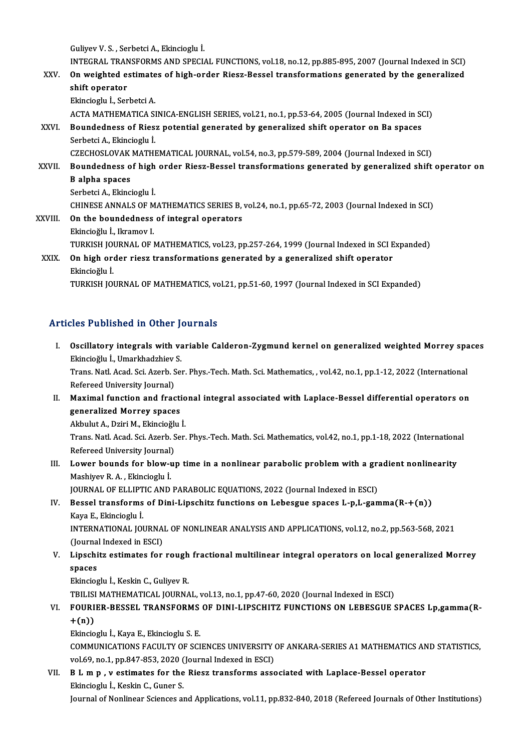Guliyev V. S. , Serbetci A., Ekincioglu İ.
INTEGRAL TRANSFORMS AND SPECIAL FUNCTIONS, vol.18, no.12, pp.885-895, 2007 (Journal Indexed in SCI)

XXV. **On weighted estimates of high-order Riesz-Bessel transformations generated by the generalized shift operator**
Ekincioglu İ., Serbetci A.
ACTA MATHEMATICA SINICA-ENGLISH SERIES, vol.21, no.1, pp.53-64, 2005 (Journal Indexed in SCI)

XXVI. **Boundedness of Riesz potential generated by generalized shift operator on Ba spaces**
Serbetci A., Ekincioglu İ.
CZECHOSLOVAK MATHEMATICAL JOURNAL, vol.54, no.3, pp.579-589, 2004 (Journal Indexed in SCI)

XXVII. **Boundedness of high order Riesz-Bessel transformations generated by generalized shift operator on B alpha spaces**
Serbetci A., Ekincioglu İ.
CHINESE ANNALS OF MATHEMATICS SERIES B, vol.24, no.1, pp.65-72, 2003 (Journal Indexed in SCI)

XXVIII. **On the boundedness of integral operators**
Ekincioğlu İ., Ikramov I.
TURKISH JOURNAL OF MATHEMATICS, vol.23, pp.257-264, 1999 (Journal Indexed in SCI Expanded)

XXIX. **On high order riesz transformations generated by a generalized shift operator**
Ekincioğlu İ.
TURKISH JOURNAL OF MATHEMATICS, vol.21, pp.51-60, 1997 (Journal Indexed in SCI Expanded)

## Articles Published in Other Journals

I. **Oscillatory integrals with variable Calderon-Zygmund kernel on generalized weighted Morrey spaces**
Ekincioğlu İ., Umarkhadzhiev S.
Trans. Natl. Acad. Sci. Azerb. Ser. Phys.-Tech. Math. Sci. Mathematics, , vol.42, no.1, pp.1-12, 2022 (International Refereed University Journal)

II. **Maximal function and fractional integral associated with Laplace-Bessel differential operators on generalized Morrey spaces**
Akbulut A., Dziri M., Ekincioğlu İ.
Trans. Natl. Acad. Sci. Azerb. Ser. Phys.-Tech. Math. Sci. Mathematics, vol.42, no.1, pp.1-18, 2022 (International Refereed University Journal)

III. **Lower bounds for blow-up time in a nonlinear parabolic problem with a gradient nonlinearity**
Mashiyev R. A. , Ekincioglu İ.
JOURNAL OF ELLIPTIC AND PARABOLIC EQUATIONS, 2022 (Journal Indexed in ESCI)

IV. **Bessel transforms of Dini-Lipschitz functions on Lebesgue spaces L-p,L-gamma(R-+(n))**
Kaya E., Ekincioglu İ.
INTERNATIONAL JOURNAL OF NONLINEAR ANALYSIS AND APPLICATIONS, vol.12, no.2, pp.563-568, 2021 (Journal Indexed in ESCI)

V. **Lipschitz estimates for rough fractional multilinear integral operators on local generalized Morrey spaces**
Ekincioglu İ., Keskin C., Guliyev R.
TBILISI MATHEMATICAL JOURNAL, vol.13, no.1, pp.47-60, 2020 (Journal Indexed in ESCI)

VI. **FOURIER-BESSEL TRANSFORMS OF DINI-LIPSCHITZ FUNCTIONS ON LEBESGUE SPACES Lp,gamma(R-+(n))**
Ekincioglu İ., Kaya E., Ekincioglu S. E.
COMMUNICATIONS FACULTY OF SCIENCES UNIVERSITY OF ANKARA-SERIES A1 MATHEMATICS AND STATISTICS, vol.69, no.1, pp.847-853, 2020 (Journal Indexed in ESCI)

VII. **B L m p , v estimates for the Riesz transforms associated with Laplace-Bessel operator**
Ekincioglu İ., Keskin C., Guner S.
Journal of Nonlinear Sciences and Applications, vol.11, pp.832-840, 2018 (Refereed Journals of Other Institutions)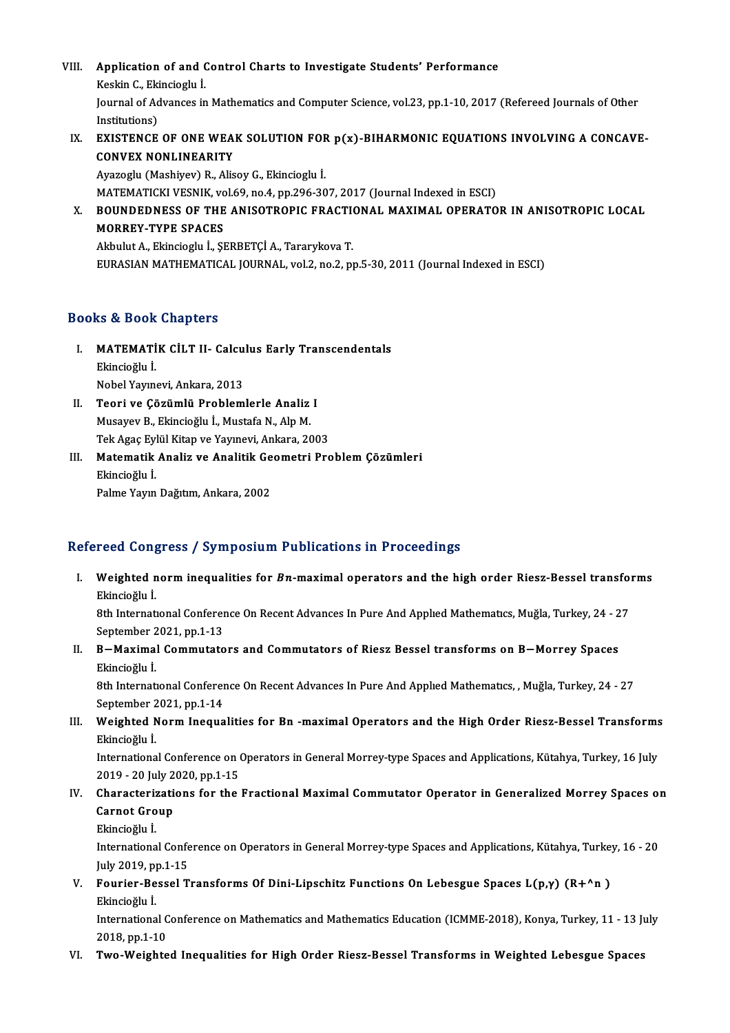VIII. **Application of and Control Charts to Investigate Students' Performance**
Keskin C., Ekincioglu İ.
Journal of Advances in Mathematics and Computer Science, vol.23, pp.1-10, 2017 (Refereed Journals of Other Institutions)

IX. **EXISTENCE OF ONE WEAK SOLUTION FOR $p(x)$-BIHARMONIC EQUATIONS INVOLVING A CONCAVE-CONVEX NONLINEARITY**
Ayazoglu (Mashiyev) R., Alisoy G., Ekincioglu İ.
MATEMATICKI VESNIK, vol.69, no.4, pp.296-307, 2017 (Journal Indexed in ESCI)

X. **BOUNDEDNESS OF THE ANISOTROPIC FRACTIONAL MAXIMAL OPERATOR IN ANISOTROPIC LOCAL MORREY-TYPE SPACES**
Akbulut A., Ekincioglu İ., ŞERBETÇİ A., Tararykova T.
EURASIAN MATHEMATICAL JOURNAL, vol.2, no.2, pp.5-30, 2011 (Journal Indexed in ESCI)

## Books & Book Chapters

I. **MATEMATİK CİLT II- Calculus Early Transcendentals**
Ekincioğlu İ.
Nobel Yayınevi, Ankara, 2013

II. **Teori ve Çözümlü Problemlerle Analiz I**
Musayev B., Ekincioğlu İ., Mustafa N., Alp M.
Tek Agaç Eylül Kitap ve Yayınevi, Ankara, 2003

III. **Matematik Analiz ve Analitik Geometri Problem Çözümleri**
Ekincioğlu İ.
Palme Yayın Dağıtım, Ankara, 2002

## Refereed Congress / Symposium Publications in Proceedings

I. **Weighted norm inequalities for $Bn$-maximal operators and the high order Riesz-Bessel transforms**
Ekincioğlu İ.
8th International Conference On Recent Advances In Pure And Applied Mathematics, Muğla, Turkey, 24 - 27 September 2021, pp.1-13

II. **B−Maximal Commutators and Commutators of Riesz Bessel transforms on B−Morrey Spaces**
Ekincioğlu İ.
8th International Conference On Recent Advances In Pure And Applied Mathematics, , Muğla, Turkey, 24 - 27 September 2021, pp.1-14

III. **Weighted Norm Inequalities for Bn -maximal Operators and the High Order Riesz-Bessel Transforms**
Ekincioğlu İ.
International Conference on Operators in General Morrey-type Spaces and Applications, Kütahya, Turkey, 16 July 2019 - 20 July 2020, pp.1-15

IV. **Characterizations for the Fractional Maximal Commutator Operator in Generalized Morrey Spaces on Carnot Group**
Ekincioğlu İ.
International Conference on Operators in General Morrey-type Spaces and Applications, Kütahya, Turkey, 16 - 20 July 2019, pp.1-15

V. **Fourier-Bessel Transforms Of Dini-Lipschitz Functions On Lebesgue Spaces L(p,γ) (R+^n )**
Ekincioğlu İ.
International Conference on Mathematics and Mathematics Education (ICMME-2018), Konya, Turkey, 11 - 13 July 2018, pp.1-10

VI. **Two-Weighted Inequalities for High Order Riesz-Bessel Transforms in Weighted Lebesgue Spaces**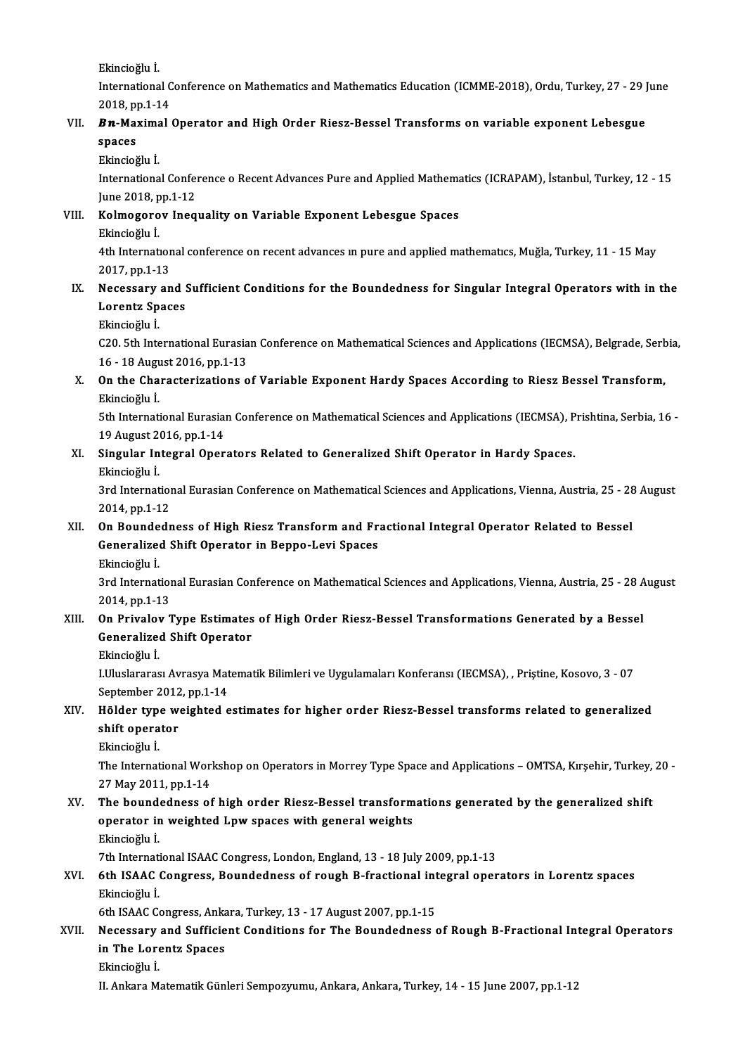Ekincioğlu İ.

International Conference on Mathematics and Mathematics Education (ICMME-2018), Ordu, Turkey, 27 - 29 June 2018, pp.1-14

VII. **$B_n$-Maximal Operator and High Order Riesz-Bessel Transforms on variable exponent Lebesgue spaces**

Ekincioğlu İ.

International Conference o Recent Advances Pure and Applied Mathematics (ICRAPAM), İstanbul, Turkey, 12 - 15 June 2018, pp.1-12

VIII. **Kolmogorov Inequality on Variable Exponent Lebesgue Spaces**

Ekincioğlu İ.

4th Internatıonal conference on recent advances ın pure and applied mathematıcs, Muğla, Turkey, 11 - 15 May 2017, pp.1-13

IX. **Necessary and Sufficient Conditions for the Boundedness for Singular Integral Operators with in the Lorentz Spaces**

Ekincioğlu İ.

C20. 5th International Eurasian Conference on Mathematical Sciences and Applications (IECMSA), Belgrade, Serbia, 16 - 18 August 2016, pp.1-13

X. **On the Characterizations of Variable Exponent Hardy Spaces According to Riesz Bessel Transform,**

Ekincioğlu İ.

5th International Eurasian Conference on Mathematical Sciences and Applications (IECMSA), Prishtina, Serbia, 16 - 19 August 2016, pp.1-14

XI. **Singular Integral Operators Related to Generalized Shift Operator in Hardy Spaces.**

Ekincioğlu İ.

3rd International Eurasian Conference on Mathematical Sciences and Applications, Vienna, Austria, 25 - 28 August 2014, pp.1-12

XII. **On Boundedness of High Riesz Transform and Fractional Integral Operator Related to Bessel Generalized Shift Operator in Beppo-Levi Spaces**

Ekincioğlu İ.

3rd International Eurasian Conference on Mathematical Sciences and Applications, Vienna, Austria, 25 - 28 August 2014, pp.1-13

XIII. **On Privalov Type Estimates of High Order Riesz-Bessel Transformations Generated by a Bessel Generalized Shift Operator**

Ekincioğlu İ.

I.Uluslararası Avrasya Matematik Bilimleri ve Uygulamaları Konferansı (IECMSA), , Priştine, Kosovo, 3 - 07 September 2012, pp.1-14

XIV. **Hölder type weighted estimates for higher order Riesz-Bessel transforms related to generalized shift operator**

Ekincioğlu İ.

The International Workshop on Operators in Morrey Type Space and Applications – OMTSA, Kırşehir, Turkey, 20 - 27 May 2011, pp.1-14

XV. **The boundedness of high order Riesz-Bessel transformations generated by the generalized shift operator in weighted Lpw spaces with general weights**

Ekincioğlu İ.

7th International ISAAC Congress, London, England, 13 - 18 July 2009, pp.1-13

XVI. **6th ISAAC Congress, Boundedness of rough B-fractional integral operators in Lorentz spaces**

Ekincioğlu İ.

6th ISAAC Congress, Ankara, Turkey, 13 - 17 August 2007, pp.1-15

XVII. **Necessary and Sufficient Conditions for The Boundedness of Rough B-Fractional Integral Operators in The Lorentz Spaces**

Ekincioğlu İ.

II. Ankara Matematik Günleri Sempozyumu, Ankara, Ankara, Turkey, 14 - 15 June 2007, pp.1-12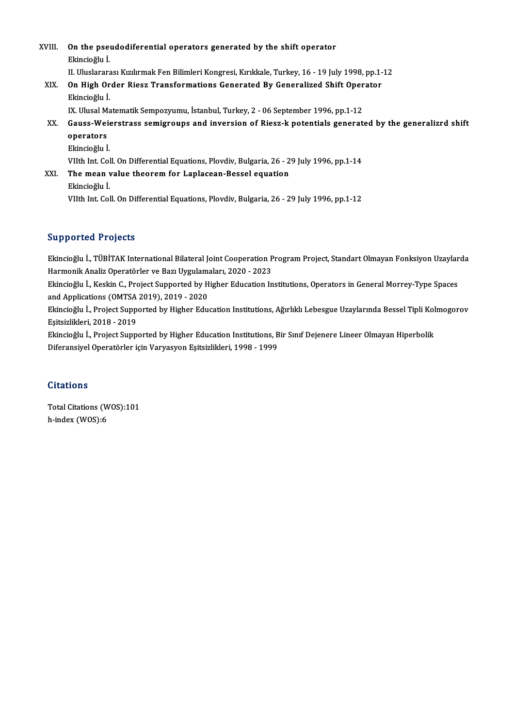XVIII. **On the pseudodiferential operators generated by the shift operator**
Ekincioğlu İ.
II. Uluslararası Kızılırmak Fen Bilimleri Kongresi, Kırıkkale, Turkey, 16 - 19 July 1998, pp.1-12

XIX. **On High Order Riesz Transformations Generated By Generalized Shift Operator**
Ekincioğlu İ.
IX. Ulusal Matematik Sempozyumu, İstanbul, Turkey, 2 - 06 September 1996, pp.1-12

XX. **Gauss-Weierstrass semigroups and inversion of Riesz-k potentials generated by the generalizrd shift operators**
Ekincioğlu İ.
VIIth Int. Coll. On Differential Equations, Plovdiv, Bulgaria, 26 - 29 July 1996, pp.1-14

XXI. **The mean value theorem for Laplacean-Bessel equation**
Ekincioğlu İ.
VIIth Int. Coll. On Differential Equations, Plovdiv, Bulgaria, 26 - 29 July 1996, pp.1-12

## Supported Projects

Ekincioğlu İ., TÜBİTAK International Bilateral Joint Cooperation Program Project, Standart Olmayan Fonksiyon Uzaylarda Harmonik Analiz Operatörler ve Bazı Uygulamaları, 2020 - 2023

Ekincioğlu İ., Keskin C., Project Supported by Higher Education Institutions, Operators in General Morrey-Type Spaces and Applications (OMTSA 2019), 2019 - 2020

Ekincioğlu İ., Project Supported by Higher Education Institutions, Ağırlıklı Lebesgue Uzaylarında Bessel Tipli Kolmogorov Eşitsizlikleri, 2018 - 2019

Ekincioğlu İ., Project Supported by Higher Education Institutions, Bir Sınıf Dejenere Lineer Olmayan Hiperbolik Diferansiyel Operatörler için Varyasyon Eşitsizlikleri, 1998 - 1999

## Citations

Total Citations (WOS):101
h-index (WOS):6